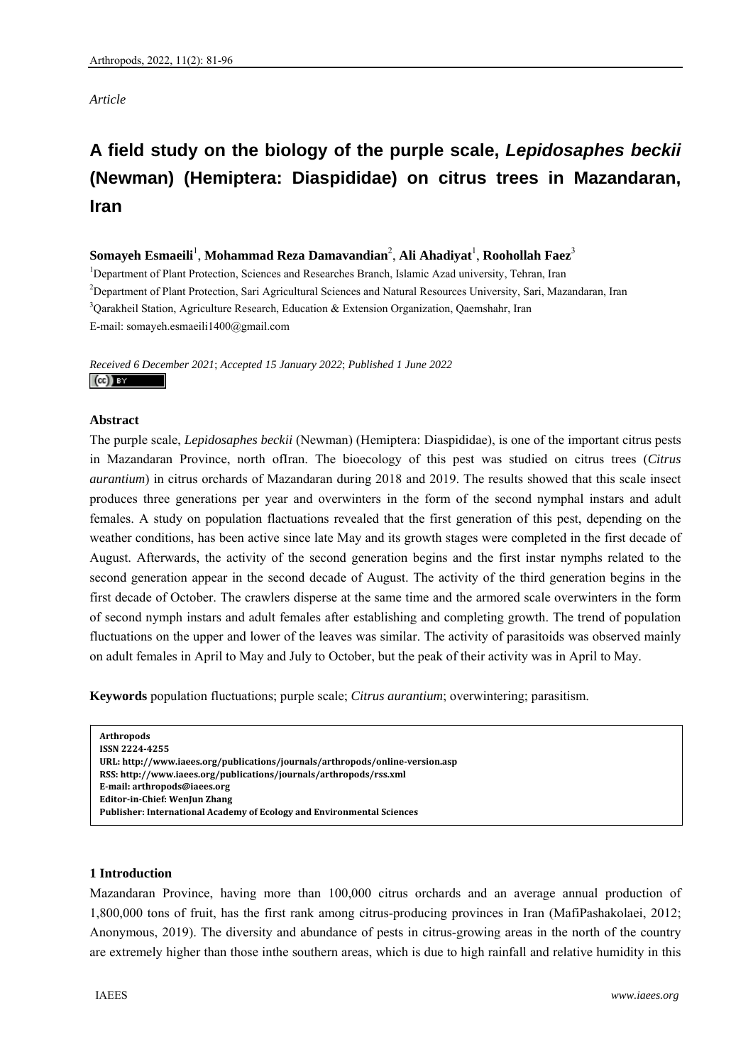*Article*

# A field study on the biology of the purple scale, *Lepidosaphes beckii* (Newman) (Hemiptera: Diaspididae) on citrus trees in Mazandaran, Iran

**Somayeh Esmaeili**[1], **Mohammad Reza Damavandian**[2], **Ali Ahadiyat**[1], **Roohollah Faez**[3]

[1]Department of Plant Protection, Sciences and Researches Branch, Islamic Azad university, Tehran, Iran

[2]Department of Plant Protection, Sari Agricultural Sciences and Natural Resources University, Sari, Mazandaran, Iran

[3]Qarakheil Station, Agriculture Research, Education & Extension Organization, Qaemshahr, Iran

E-mail: somayeh.esmaeili1400@gmail.com

*Received 6 December 2021*; *Accepted 15 January 2022*; *Published 1 June 2022*

## Abstract

The purple scale, *Lepidosaphes beckii* (Newman) (Hemiptera: Diaspididae), is one of the important citrus pests in Mazandaran Province, north ofIran. The bioecology of this pest was studied on citrus trees (*Citrus aurantium*) in citrus orchards of Mazandaran during 2018 and 2019. The results showed that this scale insect produces three generations per year and overwinters in the form of the second nymphal instars and adult females. A study on population flactuations revealed that the first generation of this pest, depending on the weather conditions, has been active since late May and its growth stages were completed in the first decade of August. Afterwards, the activity of the second generation begins and the first instar nymphs related to the second generation appear in the second decade of August. The activity of the third generation begins in the first decade of October. The crawlers disperse at the same time and the armored scale overwinters in the form of second nymph instars and adult females after establishing and completing growth. The trend of population fluctuations on the upper and lower of the leaves was similar. The activity of parasitoids was observed mainly on adult females in April to May and July to October, but the peak of their activity was in April to May.

**Keywords** population fluctuations; purple scale; *Citrus aurantium*; overwintering; parasitism.

**Arthropods**
**ISSN 2224-4255**
**URL: http://www.iaees.org/publications/journals/arthropods/online-version.asp**
**RSS: http://www.iaees.org/publications/journals/arthropods/rss.xml**
**E-mail: arthropods@iaees.org**
**Editor-in-Chief: WenJun Zhang**
**Publisher: International Academy of Ecology and Environmental Sciences**

## 1 Introduction

Mazandaran Province, having more than 100,000 citrus orchards and an average annual production of 1,800,000 tons of fruit, has the first rank among citrus-producing provinces in Iran (MafiPashakolaei, 2012; Anonymous, 2019). The diversity and abundance of pests in citrus-growing areas in the north of the country are extremely higher than those inthe southern areas, which is due to high rainfall and relative humidity in this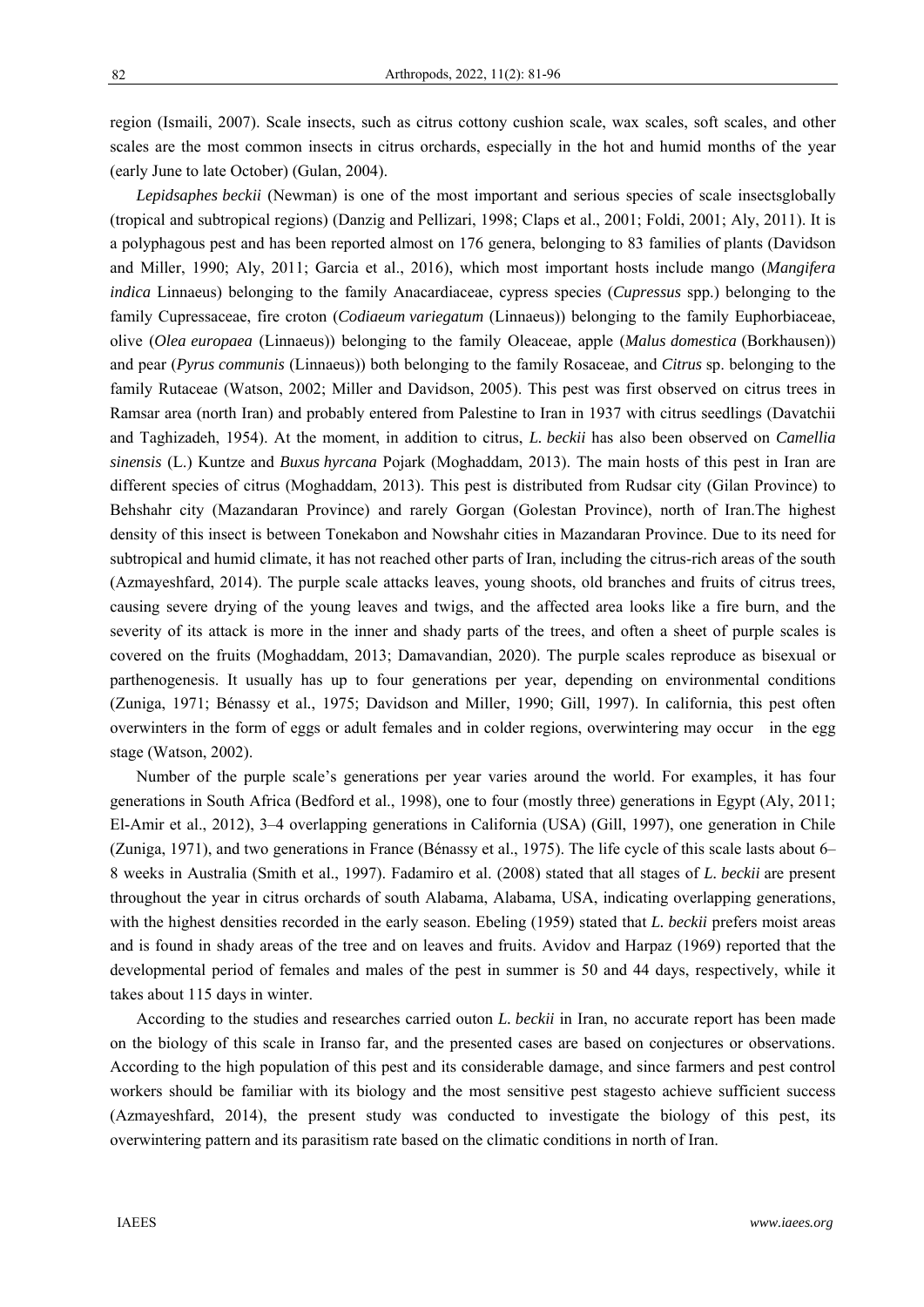region (Ismaili, 2007). Scale insects, such as citrus cottony cushion scale, wax scales, soft scales, and other scales are the most common insects in citrus orchards, especially in the hot and humid months of the year (early June to late October) (Gulan, 2004).

*Lepidsaphes beckii* (Newman) is one of the most important and serious species of scale insectsglobally (tropical and subtropical regions) (Danzig and Pellizari, 1998; Claps et al., 2001; Foldi, 2001; Aly, 2011). It is a polyphagous pest and has been reported almost on 176 genera, belonging to 83 families of plants (Davidson and Miller, 1990; Aly, 2011; Garcia et al., 2016), which most important hosts include mango (*Mangifera indica* Linnaeus) belonging to the family Anacardiaceae, cypress species (*Cupressus* spp.) belonging to the family Cupressaceae, fire croton (*Codiaeum variegatum* (Linnaeus)) belonging to the family Euphorbiaceae, olive (*Olea europaea* (Linnaeus)) belonging to the family Oleaceae, apple (*Malus domestica* (Borkhausen)) and pear (*Pyrus communis* (Linnaeus)) both belonging to the family Rosaceae, and *Citrus* sp. belonging to the family Rutaceae (Watson, 2002; Miller and Davidson, 2005). This pest was first observed on citrus trees in Ramsar area (north Iran) and probably entered from Palestine to Iran in 1937 with citrus seedlings (Davatchii and Taghizadeh, 1954). At the moment, in addition to citrus, *L. beckii* has also been observed on *Camellia sinensis* (L.) Kuntze and *Buxus hyrcana* Pojark (Moghaddam, 2013). The main hosts of this pest in Iran are different species of citrus (Moghaddam, 2013). This pest is distributed from Rudsar city (Gilan Province) to Behshahr city (Mazandaran Province) and rarely Gorgan (Golestan Province), north of Iran.The highest density of this insect is between Tonekabon and Nowshahr cities in Mazandaran Province. Due to its need for subtropical and humid climate, it has not reached other parts of Iran, including the citrus-rich areas of the south (Azmayeshfard, 2014). The purple scale attacks leaves, young shoots, old branches and fruits of citrus trees, causing severe drying of the young leaves and twigs, and the affected area looks like a fire burn, and the severity of its attack is more in the inner and shady parts of the trees, and often a sheet of purple scales is covered on the fruits (Moghaddam, 2013; Damavandian, 2020). The purple scales reproduce as bisexual or parthenogenesis. It usually has up to four generations per year, depending on environmental conditions (Zuniga, 1971; Bénassy et al., 1975; Davidson and Miller, 1990; Gill, 1997). In california, this pest often overwinters in the form of eggs or adult females and in colder regions, overwintering may occur in the egg stage (Watson, 2002).

Number of the purple scale's generations per year varies around the world. For examples, it has four generations in South Africa (Bedford et al., 1998), one to four (mostly three) generations in Egypt (Aly, 2011; El-Amir et al., 2012), 3–4 overlapping generations in California (USA) (Gill, 1997), one generation in Chile (Zuniga, 1971), and two generations in France (Bénassy et al., 1975). The life cycle of this scale lasts about 6–8 weeks in Australia (Smith et al., 1997). Fadamiro et al. (2008) stated that all stages of *L. beckii* are present throughout the year in citrus orchards of south Alabama, Alabama, USA, indicating overlapping generations, with the highest densities recorded in the early season. Ebeling (1959) stated that *L. beckii* prefers moist areas and is found in shady areas of the tree and on leaves and fruits. Avidov and Harpaz (1969) reported that the developmental period of females and males of the pest in summer is 50 and 44 days, respectively, while it takes about 115 days in winter.

According to the studies and researches carried outon *L. beckii* in Iran, no accurate report has been made on the biology of this scale in Iranso far, and the presented cases are based on conjectures or observations. According to the high population of this pest and its considerable damage, and since farmers and pest control workers should be familiar with its biology and the most sensitive pest stagesto achieve sufficient success (Azmayeshfard, 2014), the present study was conducted to investigate the biology of this pest, its overwintering pattern and its parasitism rate based on the climatic conditions in north of Iran.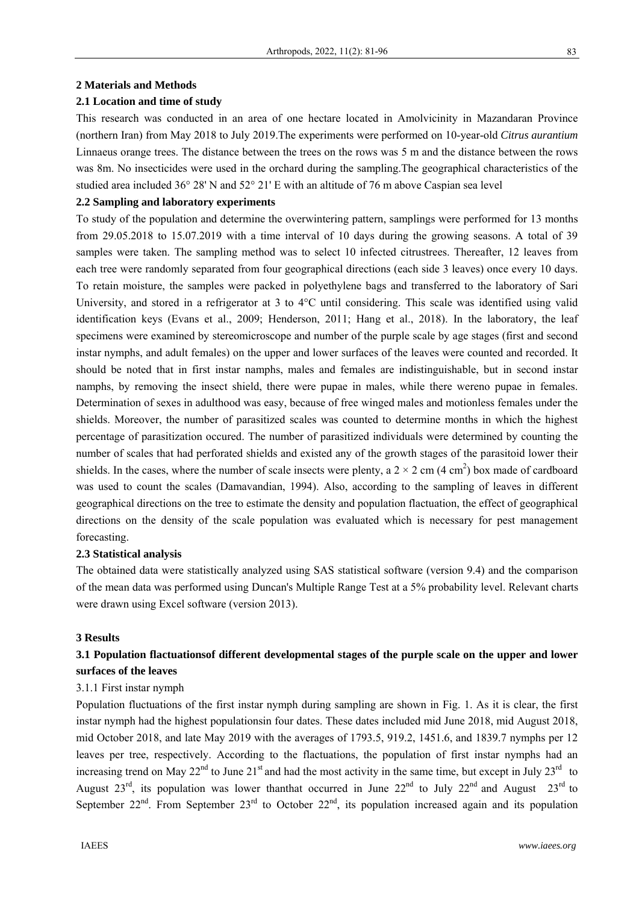## 2 Materials and Methods

### 2.1 Location and time of study

This research was conducted in an area of one hectare located in Amolvicinity in Mazandaran Province (northern Iran) from May 2018 to July 2019.The experiments were performed on 10-year-old *Citrus aurantium* Linnaeus orange trees. The distance between the trees on the rows was 5 m and the distance between the rows was 8m. No insecticides were used in the orchard during the sampling.The geographical characteristics of the studied area included 36° 28' N and 52° 21' E with an altitude of 76 m above Caspian sea level

### 2.2 Sampling and laboratory experiments

To study of the population and determine the overwintering pattern, samplings were performed for 13 months from 29.05.2018 to 15.07.2019 with a time interval of 10 days during the growing seasons. A total of 39 samples were taken. The sampling method was to select 10 infected citrustrees. Thereafter, 12 leaves from each tree were randomly separated from four geographical directions (each side 3 leaves) once every 10 days. To retain moisture, the samples were packed in polyethylene bags and transferred to the laboratory of Sari University, and stored in a refrigerator at 3 to 4°C until considering. This scale was identified using valid identification keys (Evans et al., 2009; Henderson, 2011; Hang et al., 2018). In the laboratory, the leaf specimens were examined by stereomicroscope and number of the purple scale by age stages (first and second instar nymphs, and adult females) on the upper and lower surfaces of the leaves were counted and recorded. It should be noted that in first instar namphs, males and females are indistinguishable, but in second instar namphs, by removing the insect shield, there were pupae in males, while there wereno pupae in females. Determination of sexes in adulthood was easy, because of free winged males and motionless females under the shields. Moreover, the number of parasitized scales was counted to determine months in which the highest percentage of parasitization occured. The number of parasitized individuals were determined by counting the number of scales that had perforated shields and existed any of the growth stages of the parasitoid lower their shields. In the cases, where the number of scale insects were plenty, a 2 × 2 cm (4 $cm^2$) box made of cardboard was used to count the scales (Damavandian, 1994). Also, according to the sampling of leaves in different geographical directions on the tree to estimate the density and population flactuation, the effect of geographical directions on the density of the scale population was evaluated which is necessary for pest management forecasting.

### 2.3 Statistical analysis

The obtained data were statistically analyzed using SAS statistical software (version 9.4) and the comparison of the mean data was performed using Duncan's Multiple Range Test at a 5% probability level. Relevant charts were drawn using Excel software (version 2013).

## 3 Results

### 3.1 Population flactuationsof different developmental stages of the purple scale on the upper and lower surfaces of the leaves

#### 3.1.1 First instar nymph

Population fluctuations of the first instar nymph during sampling are shown in Fig. 1. As it is clear, the first instar nymph had the highest populationsin four dates. These dates included mid June 2018, mid August 2018, mid October 2018, and late May 2019 with the averages of 1793.5, 919.2, 1451.6, and 1839.7 nymphs per 12 leaves per tree, respectively. According to the flactuations, the population of first instar nymphs had an increasing trend on May 22nd to June 21st and had the most activity in the same time, but except in July 23rd to August 23rd, its population was lower thanthat occurred in June 22nd to July 22nd and August 23rd to September 22nd. From September 23rd to October 22nd, its population increased again and its population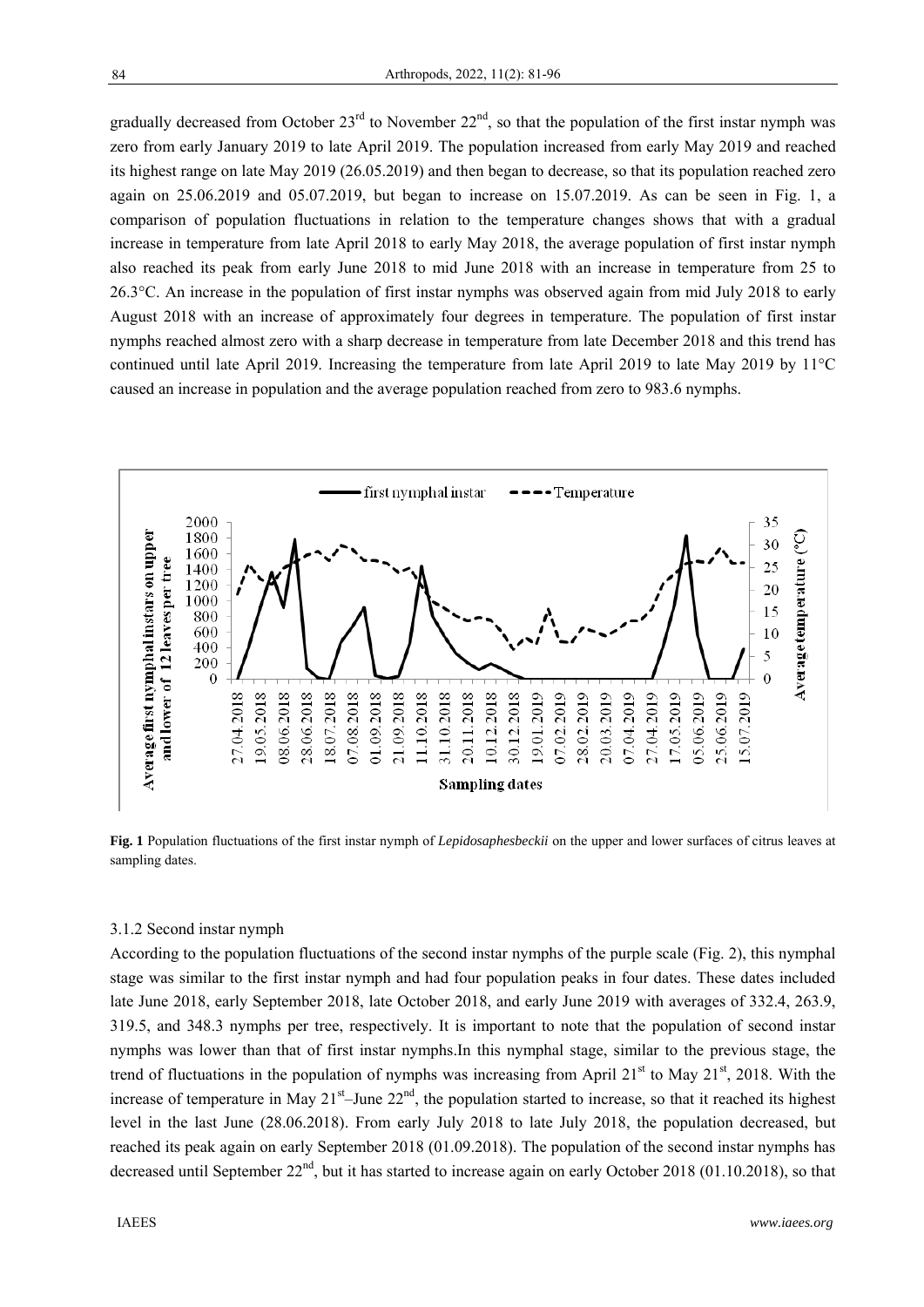gradually decreased from October 23rd to November 22nd, so that the population of the first instar nymph was zero from early January 2019 to late April 2019. The population increased from early May 2019 and reached its highest range on late May 2019 (26.05.2019) and then began to decrease, so that its population reached zero again on 25.06.2019 and 05.07.2019, but began to increase on 15.07.2019. As can be seen in Fig. 1, a comparison of population fluctuations in relation to the temperature changes shows that with a gradual increase in temperature from late April 2018 to early May 2018, the average population of first instar nymph also reached its peak from early June 2018 to mid June 2018 with an increase in temperature from 25 to 26.3°C. An increase in the population of first instar nymphs was observed again from mid July 2018 to early August 2018 with an increase of approximately four degrees in temperature. The population of first instar nymphs reached almost zero with a sharp decrease in temperature from late December 2018 and this trend has continued until late April 2019. Increasing the temperature from late April 2019 to late May 2019 by 11°C caused an increase in population and the average population reached from zero to 983.6 nymphs.

**Fig. 1** Population fluctuations of the first instar nymph of *Lepidosaphesbeckii* on the upper and lower surfaces of citrus leaves at sampling dates.

### 3.1.2 Second instar nymph

According to the population fluctuations of the second instar nymphs of the purple scale (Fig. 2), this nymphal stage was similar to the first instar nymph and had four population peaks in four dates. These dates included late June 2018, early September 2018, late October 2018, and early June 2019 with averages of 332.4, 263.9, 319.5, and 348.3 nymphs per tree, respectively. It is important to note that the population of second instar nymphs was lower than that of first instar nymphs.In this nymphal stage, similar to the previous stage, the trend of fluctuations in the population of nymphs was increasing from April 21st to May 21st, 2018. With the increase of temperature in May 21st–June 22nd, the population started to increase, so that it reached its highest level in the last June (28.06.2018). From early July 2018 to late July 2018, the population decreased, but reached its peak again on early September 2018 (01.09.2018). The population of the second instar nymphs has decreased until September 22nd, but it has started to increase again on early October 2018 (01.10.2018), so that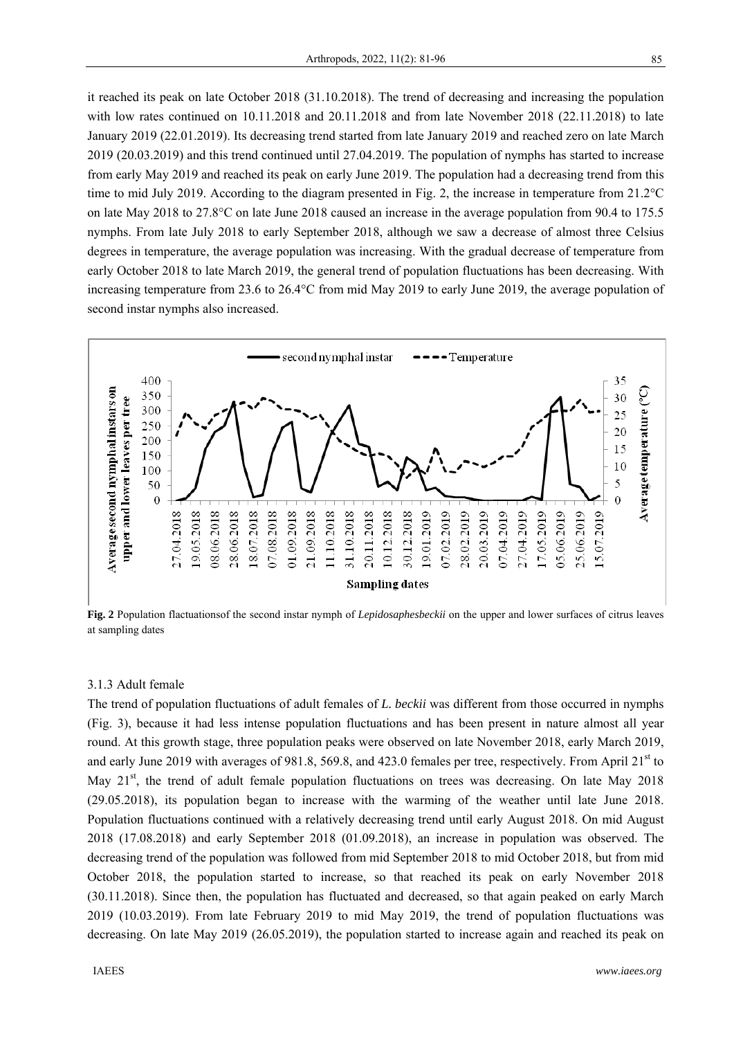it reached its peak on late October 2018 (31.10.2018). The trend of decreasing and increasing the population with low rates continued on 10.11.2018 and 20.11.2018 and from late November 2018 (22.11.2018) to late January 2019 (22.01.2019). Its decreasing trend started from late January 2019 and reached zero on late March 2019 (20.03.2019) and this trend continued until 27.04.2019. The population of nymphs has started to increase from early May 2019 and reached its peak on early June 2019. The population had a decreasing trend from this time to mid July 2019. According to the diagram presented in Fig. 2, the increase in temperature from 21.2°C on late May 2018 to 27.8°C on late June 2018 caused an increase in the average population from 90.4 to 175.5 nymphs. From late July 2018 to early September 2018, although we saw a decrease of almost three Celsius degrees in temperature, the average population was increasing. With the gradual decrease of temperature from early October 2018 to late March 2019, the general trend of population fluctuations has been decreasing. With increasing temperature from 23.6 to 26.4°C from mid May 2019 to early June 2019, the average population of second instar nymphs also increased.

**Fig. 2** Population flactuationsof the second instar nymph of *Lepidosaphesbeckii* on the upper and lower surfaces of citrus leaves at sampling dates

### 3.1.3 Adult female

The trend of population fluctuations of adult females of *L. beckii* was different from those occurred in nymphs (Fig. 3), because it had less intense population fluctuations and has been present in nature almost all year round. At this growth stage, three population peaks were observed on late November 2018, early March 2019, and early June 2019 with averages of 981.8, 569.8, and 423.0 females per tree, respectively. From April 21st to May 21st, the trend of adult female population fluctuations on trees was decreasing. On late May 2018 (29.05.2018), its population began to increase with the warming of the weather until late June 2018. Population fluctuations continued with a relatively decreasing trend until early August 2018. On mid August 2018 (17.08.2018) and early September 2018 (01.09.2018), an increase in population was observed. The decreasing trend of the population was followed from mid September 2018 to mid October 2018, but from mid October 2018, the population started to increase, so that reached its peak on early November 2018 (30.11.2018). Since then, the population has fluctuated and decreased, so that again peaked on early March 2019 (10.03.2019). From late February 2019 to mid May 2019, the trend of population fluctuations was decreasing. On late May 2019 (26.05.2019), the population started to increase again and reached its peak on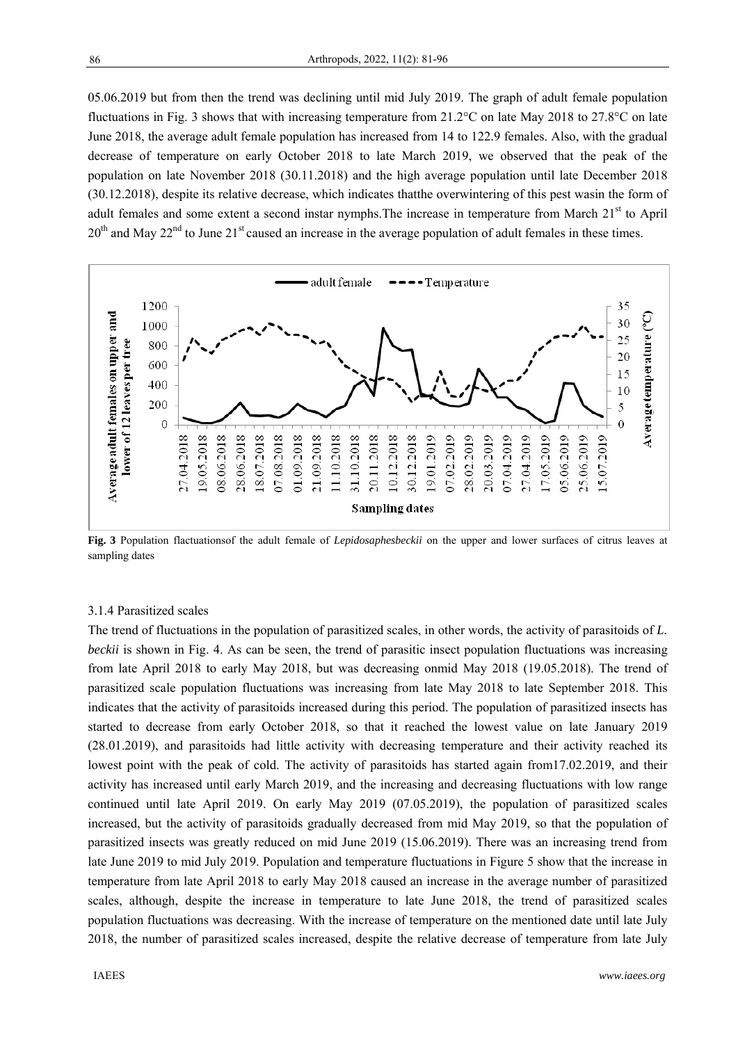05.06.2019 but from then the trend was declining until mid July 2019. The graph of adult female population fluctuations in Fig. 3 shows that with increasing temperature from 21.2°C on late May 2018 to 27.8°C on late June 2018, the average adult female population has increased from 14 to 122.9 females. Also, with the gradual decrease of temperature on early October 2018 to late March 2019, we observed that the peak of the population on late November 2018 (30.11.2018) and the high average population until late December 2018 (30.12.2018), despite its relative decrease, which indicates thatthe overwintering of this pest wasin the form of adult females and some extent a second instar nymphs.The increase in temperature from March 21[st] to April 20[th] and May 22[nd] to June 21[st] caused an increase in the average population of adult females in these times.

**Fig. 3** Population flactuationsof the adult female of *Lepidosaphesbeckii* on the upper and lower surfaces of citrus leaves at sampling dates

### 3.1.4 Parasitized scales

The trend of fluctuations in the population of parasitized scales, in other words, the activity of parasitoids of *L. beckii* is shown in Fig. 4. As can be seen, the trend of parasitic insect population fluctuations was increasing from late April 2018 to early May 2018, but was decreasing onmid May 2018 (19.05.2018). The trend of parasitized scale population fluctuations was increasing from late May 2018 to late September 2018. This indicates that the activity of parasitoids increased during this period. The population of parasitized insects has started to decrease from early October 2018, so that it reached the lowest value on late January 2019 (28.01.2019), and parasitoids had little activity with decreasing temperature and their activity reached its lowest point with the peak of cold. The activity of parasitoids has started again from17.02.2019, and their activity has increased until early March 2019, and the increasing and decreasing fluctuations with low range continued until late April 2019. On early May 2019 (07.05.2019), the population of parasitized scales increased, but the activity of parasitoids gradually decreased from mid May 2019, so that the population of parasitized insects was greatly reduced on mid June 2019 (15.06.2019). There was an increasing trend from late June 2019 to mid July 2019. Population and temperature fluctuations in Figure 5 show that the increase in temperature from late April 2018 to early May 2018 caused an increase in the average number of parasitized scales, although, despite the increase in temperature to late June 2018, the trend of parasitized scales population fluctuations was decreasing. With the increase of temperature on the mentioned date until late July 2018, the number of parasitized scales increased, despite the relative decrease of temperature from late July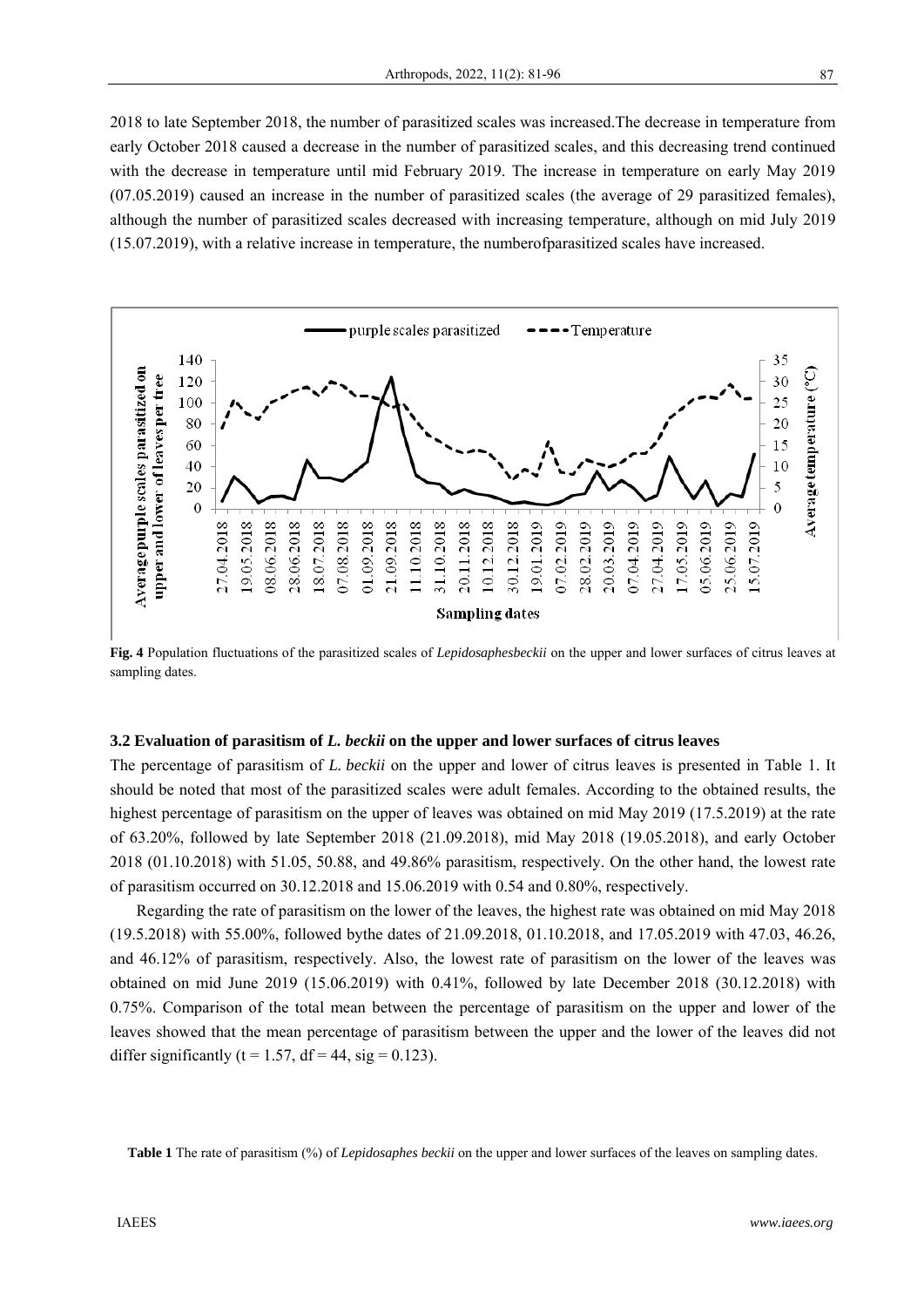2018 to late September 2018, the number of parasitized scales was increased.The decrease in temperature from early October 2018 caused a decrease in the number of parasitized scales, and this decreasing trend continued with the decrease in temperature until mid February 2019. The increase in temperature on early May 2019 (07.05.2019) caused an increase in the number of parasitized scales (the average of 29 parasitized females), although the number of parasitized scales decreased with increasing temperature, although on mid July 2019 (15.07.2019), with a relative increase in temperature, the numberofparasitized scales have increased.

**Fig. 4** Population fluctuations of the parasitized scales of *Lepidosaphesbeckii* on the upper and lower surfaces of citrus leaves at sampling dates.

### 3.2 Evaluation of parasitism of *L. beckii* on the upper and lower surfaces of citrus leaves

The percentage of parasitism of *L. beckii* on the upper and lower of citrus leaves is presented in Table 1. It should be noted that most of the parasitized scales were adult females. According to the obtained results, the highest percentage of parasitism on the upper of leaves was obtained on mid May 2019 (17.5.2019) at the rate of 63.20%, followed by late September 2018 (21.09.2018), mid May 2018 (19.05.2018), and early October 2018 (01.10.2018) with 51.05, 50.88, and 49.86% parasitism, respectively. On the other hand, the lowest rate of parasitism occurred on 30.12.2018 and 15.06.2019 with 0.54 and 0.80%, respectively.

Regarding the rate of parasitism on the lower of the leaves, the highest rate was obtained on mid May 2018 (19.5.2018) with 55.00%, followed bythe dates of 21.09.2018, 01.10.2018, and 17.05.2019 with 47.03, 46.26, and 46.12% of parasitism, respectively. Also, the lowest rate of parasitism on the lower of the leaves was obtained on mid June 2019 (15.06.2019) with 0.41%, followed by late December 2018 (30.12.2018) with 0.75%. Comparison of the total mean between the percentage of parasitism on the upper and lower of the leaves showed that the mean percentage of parasitism between the upper and the lower of the leaves did not differ significantly ($t = 1.57$, $df = 44$, $sig = 0.123$).

**Table 1** The rate of parasitism (%) of *Lepidosaphes beckii* on the upper and lower surfaces of the leaves on sampling dates.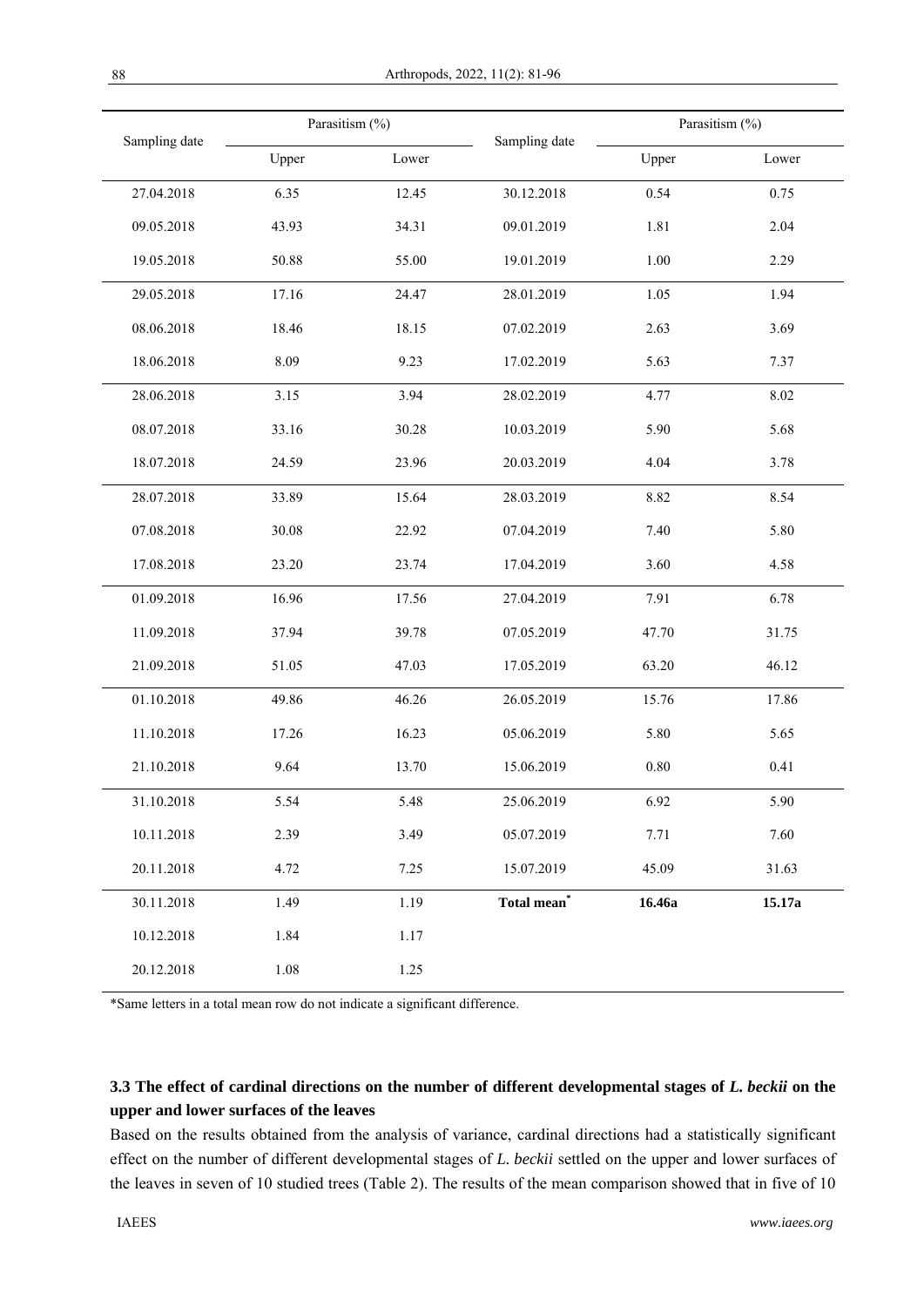| Sampling date | Parasitism (%) | | Sampling date | Parasitism (%) | |
|---|---|---|---|---|---|
| | Upper | Lower | | Upper | Lower |
| 27.04.2018 | 6.35 | 12.45 | 30.12.2018 | 0.54 | 0.75 |
| 09.05.2018 | 43.93 | 34.31 | 09.01.2019 | 1.81 | 2.04 |
| 19.05.2018 | 50.88 | 55.00 | 19.01.2019 | 1.00 | 2.29 |
| 29.05.2018 | 17.16 | 24.47 | 28.01.2019 | 1.05 | 1.94 |
| 08.06.2018 | 18.46 | 18.15 | 07.02.2019 | 2.63 | 3.69 |
| 18.06.2018 | 8.09 | 9.23 | 17.02.2019 | 5.63 | 7.37 |
| 28.06.2018 | 3.15 | 3.94 | 28.02.2019 | 4.77 | 8.02 |
| 08.07.2018 | 33.16 | 30.28 | 10.03.2019 | 5.90 | 5.68 |
| 18.07.2018 | 24.59 | 23.96 | 20.03.2019 | 4.04 | 3.78 |
| 28.07.2018 | 33.89 | 15.64 | 28.03.2019 | 8.82 | 8.54 |
| 07.08.2018 | 30.08 | 22.92 | 07.04.2019 | 7.40 | 5.80 |
| 17.08.2018 | 23.20 | 23.74 | 17.04.2019 | 3.60 | 4.58 |
| 01.09.2018 | 16.96 | 17.56 | 27.04.2019 | 7.91 | 6.78 |
| 11.09.2018 | 37.94 | 39.78 | 07.05.2019 | 47.70 | 31.75 |
| 21.09.2018 | 51.05 | 47.03 | 17.05.2019 | 63.20 | 46.12 |
| 01.10.2018 | 49.86 | 46.26 | 26.05.2019 | 15.76 | 17.86 |
| 11.10.2018 | 17.26 | 16.23 | 05.06.2019 | 5.80 | 5.65 |
| 21.10.2018 | 9.64 | 13.70 | 15.06.2019 | 0.80 | 0.41 |
| 31.10.2018 | 5.54 | 5.48 | 25.06.2019 | 6.92 | 5.90 |
| 10.11.2018 | 2.39 | 3.49 | 05.07.2019 | 7.71 | 7.60 |
| 20.11.2018 | 4.72 | 7.25 | 15.07.2019 | 45.09 | 31.63 |
| 30.11.2018 | 1.49 | 1.19 | **Total mean*** | **16.46a** | **15.17a** |
| 10.12.2018 | 1.84 | 1.17 | | | |
| 20.12.2018 | 1.08 | 1.25 | | | |

*Same letters in a total mean row do not indicate a significant difference.

### 3.3 The effect of cardinal directions on the number of different developmental stages of *L. beckii* on the upper and lower surfaces of the leaves

Based on the results obtained from the analysis of variance, cardinal directions had a statistically significant effect on the number of different developmental stages of *L. beckii* settled on the upper and lower surfaces of the leaves in seven of 10 studied trees (Table 2). The results of the mean comparison showed that in five of 10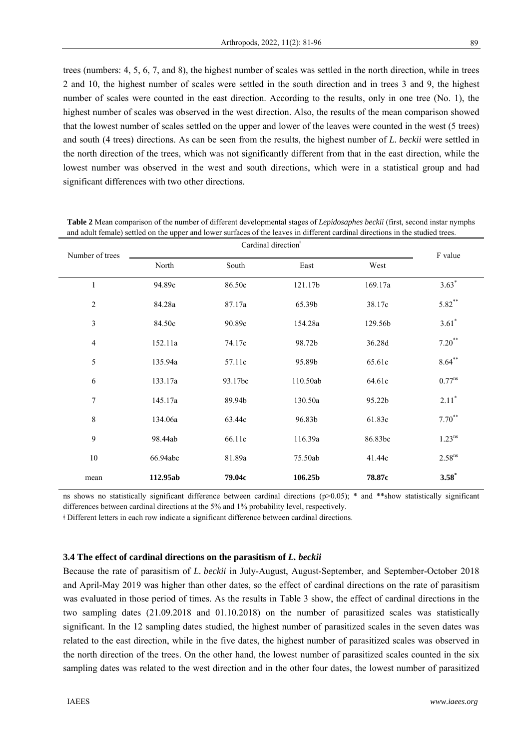trees (numbers: 4, 5, 6, 7, and 8), the highest number of scales was settled in the north direction, while in trees 2 and 10, the highest number of scales were settled in the south direction and in trees 3 and 9, the highest number of scales were counted in the east direction. According to the results, only in one tree (No. 1), the highest number of scales was observed in the west direction. Also, the results of the mean comparison showed that the lowest number of scales settled on the upper and lower of the leaves were counted in the west (5 trees) and south (4 trees) directions. As can be seen from the results, the highest number of *L. beckii* were settled in the north direction of the trees, which was not significantly different from that in the east direction, while the lowest number was observed in the west and south directions, which were in a statistical group and had significant differences with two other directions.

**Table 2** Mean comparison of the number of different developmental stages of *Lepidosaphes beckii* (first, second instar nymphs and adult female) settled on the upper and lower surfaces of the leaves in different cardinal directions in the studied trees.

| Number of trees | Cardinal direction[ǂ] | | | | F value |
|---|---|---|---|---|---|
| | North | South | East | West | |
| 1 | 94.89c | 86.50c | 121.17b | 169.17a | $3.63^{*}$ |
| 2 | 84.28a | 87.17a | 65.39b | 38.17c | $5.82^{**}$ |
| 3 | 84.50c | 90.89c | 154.28a | 129.56b | $3.61^{*}$ |
| 4 | 152.11a | 74.17c | 98.72b | 36.28d | $7.20^{**}$ |
| 5 | 135.94a | 57.11c | 95.89b | 65.61c | $8.64^{**}$ |
| 6 | 133.17a | 93.17bc | 110.50ab | 64.61c | $0.77^{ns}$ |
| 7 | 145.17a | 89.94b | 130.50a | 95.22b | $2.11^{*}$ |
| 8 | 134.06a | 63.44c | 96.83b | 61.83c | $7.70^{**}$ |
| 9 | 98.44ab | 66.11c | 116.39a | 86.83bc | $1.23^{ns}$ |
| 10 | 66.94abc | 81.89a | 75.50ab | 41.44c | $2.58^{ns}$ |
| mean | **112.95ab** | **79.04c** | **106.25b** | **78.87c** | $\mathbf{3.58^{*}}$ |

ns shows no statistically significant difference between cardinal directions ($p>0.05$); * and **show statistically significant differences between cardinal directions at the 5% and 1% probability level, respectively.

ǂ Different letters in each row indicate a significant difference between cardinal directions.

### 3.4 The effect of cardinal directions on the parasitism of *L. beckii*

Because the rate of parasitism of *L. beckii* in July-August, August-September, and September-October 2018 and April-May 2019 was higher than other dates, so the effect of cardinal directions on the rate of parasitism was evaluated in those period of times. As the results in Table 3 show, the effect of cardinal directions in the two sampling dates (21.09.2018 and 01.10.2018) on the number of parasitized scales was statistically significant. In the 12 sampling dates studied, the highest number of parasitized scales in the seven dates was related to the east direction, while in the five dates, the highest number of parasitized scales was observed in the north direction of the trees. On the other hand, the lowest number of parasitized scales counted in the six sampling dates was related to the west direction and in the other four dates, the lowest number of parasitized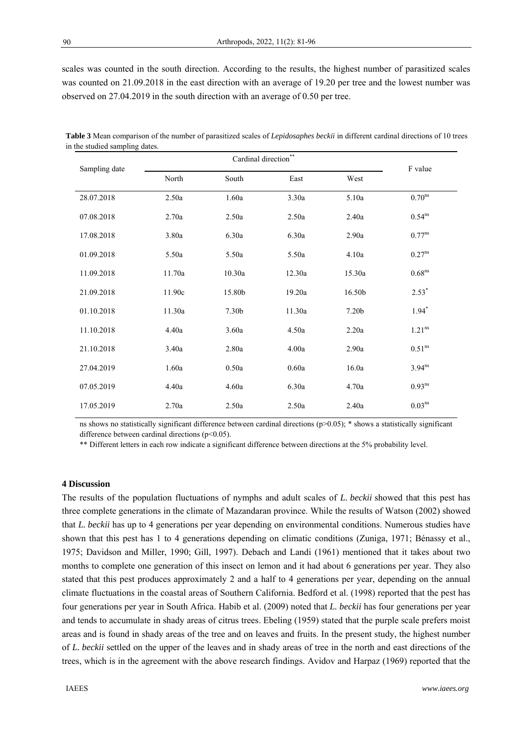scales was counted in the south direction. According to the results, the highest number of parasitized scales was counted on 21.09.2018 in the east direction with an average of 19.20 per tree and the lowest number was observed on 27.04.2019 in the south direction with an average of 0.50 per tree.

**Table 3** Mean comparison of the number of parasitized scales of *Lepidosaphes beckii* in different cardinal directions of 10 trees in the studied sampling dates.

| Sampling date | Cardinal direction** | | | | F value |
|---|---|---|---|---|---|
| | North | South | East | West | |
| 28.07.2018 | 2.50a | 1.60a | 3.30a | 5.10a | $0.70^{ns}$ |
| 07.08.2018 | 2.70a | 2.50a | 2.50a | 2.40a | $0.54^{ns}$ |
| 17.08.2018 | 3.80a | 6.30a | 6.30a | 2.90a | $0.77^{ns}$ |
| 01.09.2018 | 5.50a | 5.50a | 5.50a | 4.10a | $0.27^{ns}$ |
| 11.09.2018 | 11.70a | 10.30a | 12.30a | 15.30a | $0.68^{ns}$ |
| 21.09.2018 | 11.90c | 15.80b | 19.20a | 16.50b | $2.53^{*}$ |
| 01.10.2018 | 11.30a | 7.30b | 11.30a | 7.20b | $1.94^{*}$ |
| 11.10.2018 | 4.40a | 3.60a | 4.50a | 2.20a | $1.21^{ns}$ |
| 21.10.2018 | 3.40a | 2.80a | 4.00a | 2.90a | $0.51^{ns}$ |
| 27.04.2019 | 1.60a | 0.50a | 0.60a | 16.0a | $3.94^{ns}$ |
| 07.05.2019 | 4.40a | 4.60a | 6.30a | 4.70a | $0.93^{ns}$ |
| 17.05.2019 | 2.70a | 2.50a | 2.50a | 2.40a | $0.03^{ns}$ |

ns shows no statistically significant difference between cardinal directions ($p>0.05$); * shows a statistically significant difference between cardinal directions ($p<0.05$).

** Different letters in each row indicate a significant difference between directions at the 5% probability level.

## 4 Discussion

The results of the population fluctuations of nymphs and adult scales of *L. beckii* showed that this pest has three complete generations in the climate of Mazandaran province. While the results of Watson (2002) showed that *L. beckii* has up to 4 generations per year depending on environmental conditions. Numerous studies have shown that this pest has 1 to 4 generations depending on climatic conditions (Zuniga, 1971; Bénassy et al., 1975; Davidson and Miller, 1990; Gill, 1997). Debach and Landi (1961) mentioned that it takes about two months to complete one generation of this insect on lemon and it had about 6 generations per year. They also stated that this pest produces approximately 2 and a half to 4 generations per year, depending on the annual climate fluctuations in the coastal areas of Southern California. Bedford et al. (1998) reported that the pest has four generations per year in South Africa. Habib et al. (2009) noted that *L. beckii* has four generations per year and tends to accumulate in shady areas of citrus trees. Ebeling (1959) stated that the purple scale prefers moist areas and is found in shady areas of the tree and on leaves and fruits. In the present study, the highest number of *L. beckii* settled on the upper of the leaves and in shady areas of tree in the north and east directions of the trees, which is in the agreement with the above research findings. Avidov and Harpaz (1969) reported that the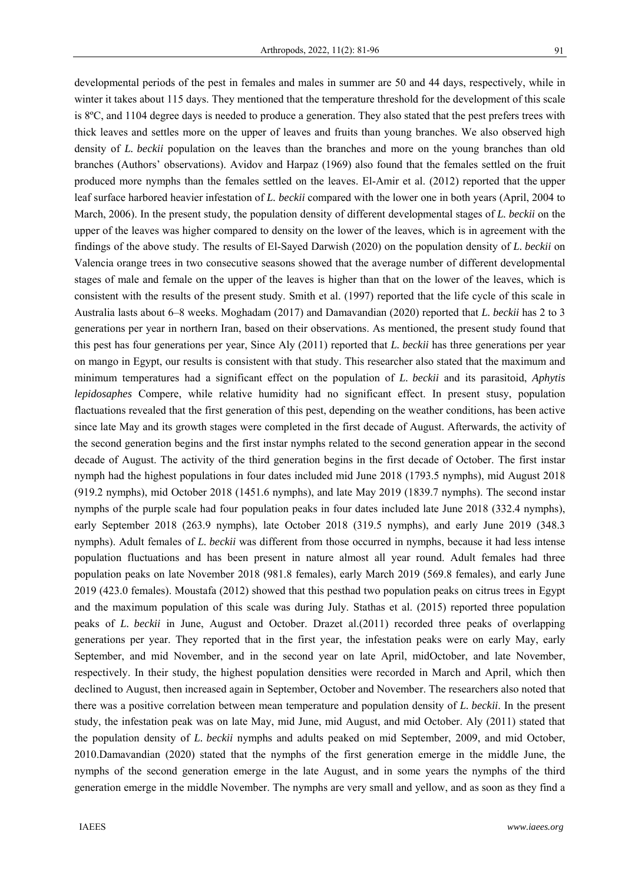developmental periods of the pest in females and males in summer are 50 and 44 days, respectively, while in winter it takes about 115 days. They mentioned that the temperature threshold for the development of this scale is 8ºC, and 1104 degree days is needed to produce a generation. They also stated that the pest prefers trees with thick leaves and settles more on the upper of leaves and fruits than young branches. We also observed high density of *L. beckii* population on the leaves than the branches and more on the young branches than old branches (Authors' observations). Avidov and Harpaz (1969) also found that the females settled on the fruit produced more nymphs than the females settled on the leaves. El-Amir et al. (2012) reported that the upper leaf surface harbored heavier infestation of *L. beckii* compared with the lower one in both years (April, 2004 to March, 2006). In the present study, the population density of different developmental stages of *L. beckii* on the upper of the leaves was higher compared to density on the lower of the leaves, which is in agreement with the findings of the above study. The results of El-Sayed Darwish (2020) on the population density of *L. beckii* on Valencia orange trees in two consecutive seasons showed that the average number of different developmental stages of male and female on the upper of the leaves is higher than that on the lower of the leaves, which is consistent with the results of the present study. Smith et al. (1997) reported that the life cycle of this scale in Australia lasts about 6–8 weeks. Moghadam (2017) and Damavandian (2020) reported that *L. beckii* has 2 to 3 generations per year in northern Iran, based on their observations. As mentioned, the present study found that this pest has four generations per year, Since Aly (2011) reported that *L. beckii* has three generations per year on mango in Egypt, our results is consistent with that study. This researcher also stated that the maximum and minimum temperatures had a significant effect on the population of *L. beckii* and its parasitoid, *Aphytis lepidosaphes* Compere, while relative humidity had no significant effect. In present stusy, population flactuations revealed that the first generation of this pest, depending on the weather conditions, has been active since late May and its growth stages were completed in the first decade of August. Afterwards, the activity of the second generation begins and the first instar nymphs related to the second generation appear in the second decade of August. The activity of the third generation begins in the first decade of October. The first instar nymph had the highest populations in four dates included mid June 2018 (1793.5 nymphs), mid August 2018 (919.2 nymphs), mid October 2018 (1451.6 nymphs), and late May 2019 (1839.7 nymphs). The second instar nymphs of the purple scale had four population peaks in four dates included late June 2018 (332.4 nymphs), early September 2018 (263.9 nymphs), late October 2018 (319.5 nymphs), and early June 2019 (348.3 nymphs). Adult females of *L. beckii* was different from those occurred in nymphs, because it had less intense population fluctuations and has been present in nature almost all year round. Adult females had three population peaks on late November 2018 (981.8 females), early March 2019 (569.8 females), and early June 2019 (423.0 females). Moustafa (2012) showed that this pesthad two population peaks on citrus trees in Egypt and the maximum population of this scale was during July. Stathas et al. (2015) reported three population peaks of *L. beckii* in June, August and October. Drazet al.(2011) recorded three peaks of overlapping generations per year. They reported that in the first year, the infestation peaks were on early May, early September, and mid November, and in the second year on late April, midOctober, and late November, respectively. In their study, the highest population densities were recorded in March and April, which then declined to August, then increased again in September, October and November. The researchers also noted that there was a positive correlation between mean temperature and population density of *L. beckii*. In the present study, the infestation peak was on late May, mid June, mid August, and mid October. Aly (2011) stated that the population density of *L. beckii* nymphs and adults peaked on mid September, 2009, and mid October, 2010.Damavandian (2020) stated that the nymphs of the first generation emerge in the middle June, the nymphs of the second generation emerge in the late August, and in some years the nymphs of the third generation emerge in the middle November. The nymphs are very small and yellow, and as soon as they find a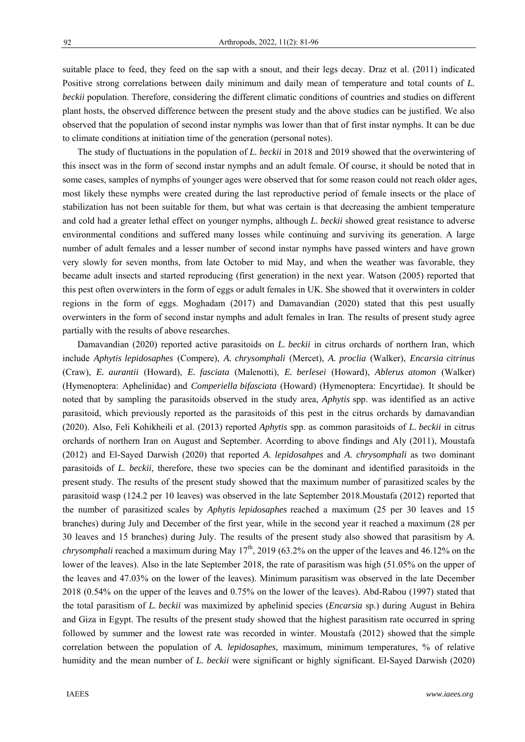suitable place to feed, they feed on the sap with a snout, and their legs decay. Draz et al. (2011) indicated Positive strong correlations between daily minimum and daily mean of temperature and total counts of *L. beckii* population. Therefore, considering the different climatic conditions of countries and studies on different plant hosts, the observed difference between the present study and the above studies can be justified. We also observed that the population of second instar nymphs was lower than that of first instar nymphs. It can be due to climate conditions at initiation time of the generation (personal notes).

The study of fluctuations in the population of *L. beckii* in 2018 and 2019 showed that the overwintering of this insect was in the form of second instar nymphs and an adult female. Of course, it should be noted that in some cases, samples of nymphs of younger ages were observed that for some reason could not reach older ages, most likely these nymphs were created during the last reproductive period of female insects or the place of stabilization has not been suitable for them, but what was certain is that decreasing the ambient temperature and cold had a greater lethal effect on younger nymphs, although *L. beckii* showed great resistance to adverse environmental conditions and suffered many losses while continuing and surviving its generation. A large number of adult females and a lesser number of second instar nymphs have passed winters and have grown very slowly for seven months, from late October to mid May, and when the weather was favorable, they became adult insects and started reproducing (first generation) in the next year. Watson (2005) reported that this pest often overwinters in the form of eggs or adult females in UK. She showed that it overwinters in colder regions in the form of eggs. Moghadam (2017) and Damavandian (2020) stated that this pest usually overwinters in the form of second instar nymphs and adult females in Iran. The results of present study agree partially with the results of above researches.

Damavandian (2020) reported active parasitoids on *L. beckii* in citrus orchards of northern Iran, which include *Aphytis lepidosaphes* (Compere), *A. chrysomphali* (Mercet), *A. proclia* (Walker), *Encarsia citrinus* (Craw), *E. aurantii* (Howard), *E. fasciata* (Malenotti), *E. berlesei* (Howard), *Ablerus atomon* (Walker) (Hymenoptera: Aphelinidae) and *Comperiella bifasciata* (Howard) (Hymenoptera: Encyrtidae). It should be noted that by sampling the parasitoids observed in the study area, *Aphytis* spp. was identified as an active parasitoid, which previously reported as the parasitoids of this pest in the citrus orchards by damavandian (2020). Also, Feli Kohikheili et al. (2013) reported *Aphytis* spp. as common parasitoids of *L. beckii* in citrus orchards of northern Iran on August and September. Acorrding to above findings and Aly (2011), Moustafa (2012) and El-Sayed Darwish (2020) that reported *A. lepidosahpes* and *A. chrysomphali* as two dominant parasitoids of *L. beckii*, therefore, these two species can be the dominant and identified parasitoids in the present study. The results of the present study showed that the maximum number of parasitized scales by the parasitoid wasp (124.2 per 10 leaves) was observed in the late September 2018.Moustafa (2012) reported that the number of parasitized scales by *Aphytis lepidosaphes* reached a maximum (25 per 30 leaves and 15 branches) during July and December of the first year, while in the second year it reached a maximum (28 per 30 leaves and 15 branches) during July. The results of the present study also showed that parasitism by *A. chrysomphali* reached a maximum during May 17$^{th}$, 2019 (63.2% on the upper of the leaves and 46.12% on the lower of the leaves). Also in the late September 2018, the rate of parasitism was high (51.05% on the upper of the leaves and 47.03% on the lower of the leaves). Minimum parasitism was observed in the late December 2018 (0.54% on the upper of the leaves and 0.75% on the lower of the leaves). Abd-Rabou (1997) stated that the total parasitism of *L. beckii* was maximized by aphelinid species (*Encarsia* sp.) during August in Behira and Giza in Egypt. The results of the present study showed that the highest parasitism rate occurred in spring followed by summer and the lowest rate was recorded in winter. Moustafa (2012) showed that the simple correlation between the population of *A. lepidosaphes*, maximum, minimum temperatures, % of relative humidity and the mean number of *L. beckii* were significant or highly significant. El-Sayed Darwish (2020)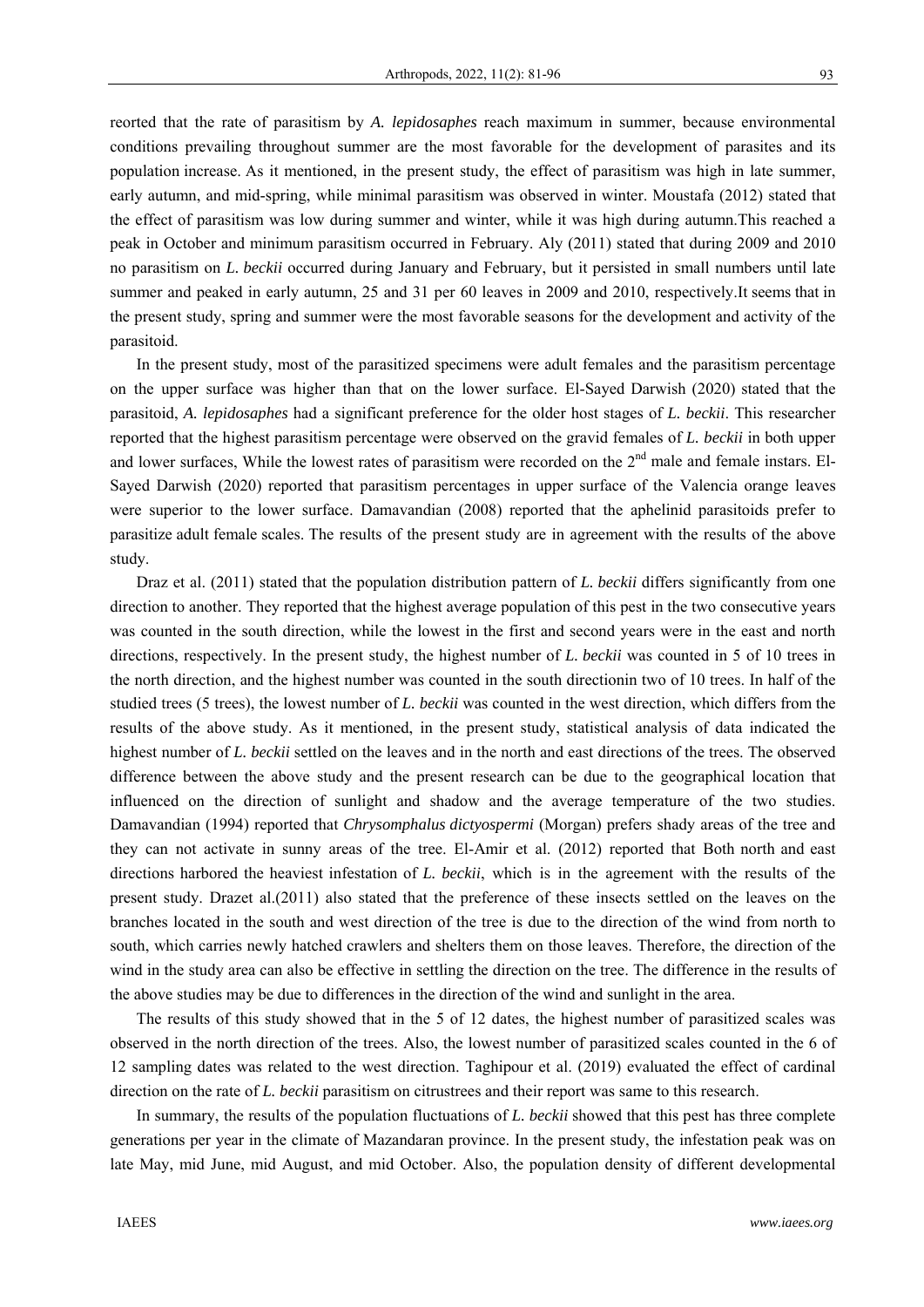reorted that the rate of parasitism by *A. lepidosaphes* reach maximum in summer, because environmental conditions prevailing throughout summer are the most favorable for the development of parasites and its population increase. As it mentioned, in the present study, the effect of parasitism was high in late summer, early autumn, and mid-spring, while minimal parasitism was observed in winter. Moustafa (2012) stated that the effect of parasitism was low during summer and winter, while it was high during autumn.This reached a peak in October and minimum parasitism occurred in February. Aly (2011) stated that during 2009 and 2010 no parasitism on *L. beckii* occurred during January and February, but it persisted in small numbers until late summer and peaked in early autumn, 25 and 31 per 60 leaves in 2009 and 2010, respectively.It seems that in the present study, spring and summer were the most favorable seasons for the development and activity of the parasitoid.

In the present study, most of the parasitized specimens were adult females and the parasitism percentage on the upper surface was higher than that on the lower surface. El-Sayed Darwish (2020) stated that the parasitoid, *A. lepidosaphes* had a significant preference for the older host stages of *L. beckii*. This researcher reported that the highest parasitism percentage were observed on the gravid females of *L. beckii* in both upper and lower surfaces, While the lowest rates of parasitism were recorded on the 2nd male and female instars. El-Sayed Darwish (2020) reported that parasitism percentages in upper surface of the Valencia orange leaves were superior to the lower surface. Damavandian (2008) reported that the aphelinid parasitoids prefer to parasitize adult female scales. The results of the present study are in agreement with the results of the above study.

Draz et al. (2011) stated that the population distribution pattern of *L. beckii* differs significantly from one direction to another. They reported that the highest average population of this pest in the two consecutive years was counted in the south direction, while the lowest in the first and second years were in the east and north directions, respectively. In the present study, the highest number of *L. beckii* was counted in 5 of 10 trees in the north direction, and the highest number was counted in the south directionin two of 10 trees. In half of the studied trees (5 trees), the lowest number of *L. beckii* was counted in the west direction, which differs from the results of the above study. As it mentioned, in the present study, statistical analysis of data indicated the highest number of *L. beckii* settled on the leaves and in the north and east directions of the trees. The observed difference between the above study and the present research can be due to the geographical location that influenced on the direction of sunlight and shadow and the average temperature of the two studies. Damavandian (1994) reported that *Chrysomphalus dictyospermi* (Morgan) prefers shady areas of the tree and they can not activate in sunny areas of the tree. El-Amir et al. (2012) reported that Both north and east directions harbored the heaviest infestation of *L. beckii*, which is in the agreement with the results of the present study. Drazet al.(2011) also stated that the preference of these insects settled on the leaves on the branches located in the south and west direction of the tree is due to the direction of the wind from north to south, which carries newly hatched crawlers and shelters them on those leaves. Therefore, the direction of the wind in the study area can also be effective in settling the direction on the tree. The difference in the results of the above studies may be due to differences in the direction of the wind and sunlight in the area.

The results of this study showed that in the 5 of 12 dates, the highest number of parasitized scales was observed in the north direction of the trees. Also, the lowest number of parasitized scales counted in the 6 of 12 sampling dates was related to the west direction. Taghipour et al. (2019) evaluated the effect of cardinal direction on the rate of *L. beckii* parasitism on citrustrees and their report was same to this research.

In summary, the results of the population fluctuations of *L. beckii* showed that this pest has three complete generations per year in the climate of Mazandaran province. In the present study, the infestation peak was on late May, mid June, mid August, and mid October. Also, the population density of different developmental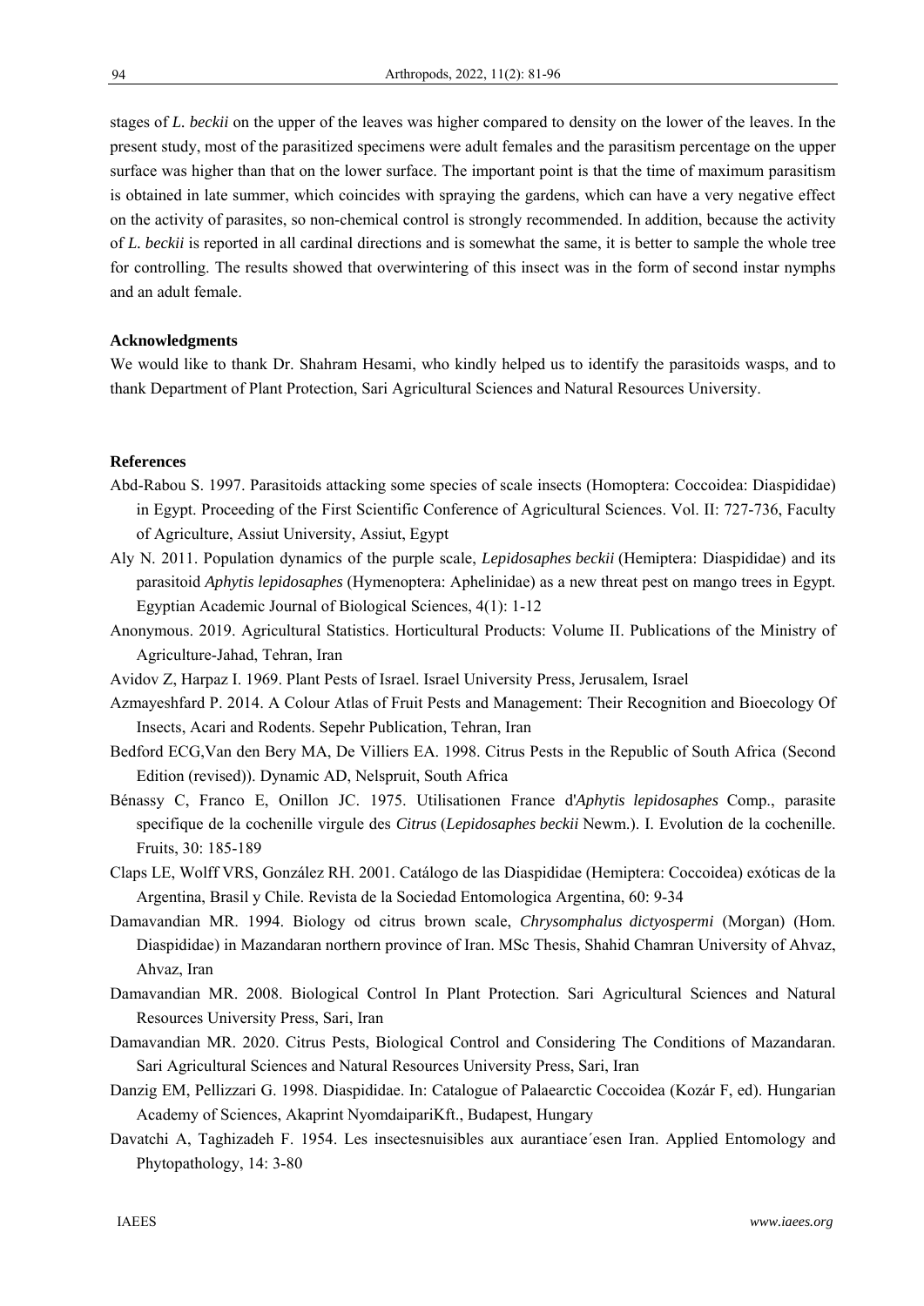stages of *L. beckii* on the upper of the leaves was higher compared to density on the lower of the leaves. In the present study, most of the parasitized specimens were adult females and the parasitism percentage on the upper surface was higher than that on the lower surface. The important point is that the time of maximum parasitism is obtained in late summer, which coincides with spraying the gardens, which can have a very negative effect on the activity of parasites, so non-chemical control is strongly recommended. In addition, because the activity of *L. beckii* is reported in all cardinal directions and is somewhat the same, it is better to sample the whole tree for controlling. The results showed that overwintering of this insect was in the form of second instar nymphs and an adult female.

**Acknowledgments**

We would like to thank Dr. Shahram Hesami, who kindly helped us to identify the parasitoids wasps, and to thank Department of Plant Protection, Sari Agricultural Sciences and Natural Resources University.

**References**

Abd-Rabou S. 1997. Parasitoids attacking some species of scale insects (Homoptera: Coccoidea: Diaspididae) in Egypt. Proceeding of the First Scientific Conference of Agricultural Sciences. Vol. II: 727-736, Faculty of Agriculture, Assiut University, Assiut, Egypt

Aly N. 2011. Population dynamics of the purple scale, *Lepidosaphes beckii* (Hemiptera: Diaspididae) and its parasitoid *Aphytis lepidosaphes* (Hymenoptera: Aphelinidae) as a new threat pest on mango trees in Egypt. Egyptian Academic Journal of Biological Sciences, 4(1): 1-12

Anonymous. 2019. Agricultural Statistics. Horticultural Products: Volume II. Publications of the Ministry of Agriculture-Jahad, Tehran, Iran

Avidov Z, Harpaz I. 1969. Plant Pests of Israel. Israel University Press, Jerusalem, Israel

Azmayeshfard P. 2014. A Colour Atlas of Fruit Pests and Management: Their Recognition and Bioecology Of Insects, Acari and Rodents. Sepehr Publication, Tehran, Iran

Bedford ECG,Van den Bery MA, De Villiers EA. 1998. Citrus Pests in the Republic of South Africa (Second Edition (revised)). Dynamic AD, Nelspruit, South Africa

Bénassy C, Franco E, Onillon JC. 1975. Utilisationen France d'*Aphytis lepidosaphes* Comp., parasite specifique de la cochenille virgule des *Citrus* (*Lepidosaphes beckii* Newm.). I. Evolution de la cochenille. Fruits, 30: 185-189

Claps LE, Wolff VRS, González RH. 2001. Catálogo de las Diaspididae (Hemiptera: Coccoidea) exóticas de la Argentina, Brasil y Chile. Revista de la Sociedad Entomologica Argentina, 60: 9-34

Damavandian MR. 1994. Biology od citrus brown scale, *Chrysomphalus dictyospermi* (Morgan) (Hom. Diaspididae) in Mazandaran northern province of Iran. MSc Thesis, Shahid Chamran University of Ahvaz, Ahvaz, Iran

Damavandian MR. 2008. Biological Control In Plant Protection. Sari Agricultural Sciences and Natural Resources University Press, Sari, Iran

Damavandian MR. 2020. Citrus Pests, Biological Control and Considering The Conditions of Mazandaran. Sari Agricultural Sciences and Natural Resources University Press, Sari, Iran

Danzig EM, Pellizzari G. 1998. Diaspididae. In: Catalogue of Palaearctic Coccoidea (Kozár F, ed). Hungarian Academy of Sciences, Akaprint NyomdaipariKft., Budapest, Hungary

Davatchi A, Taghizadeh F. 1954. Les insectesnuisibles aux aurantiace´esen Iran. Applied Entomology and Phytopathology, 14: 3-80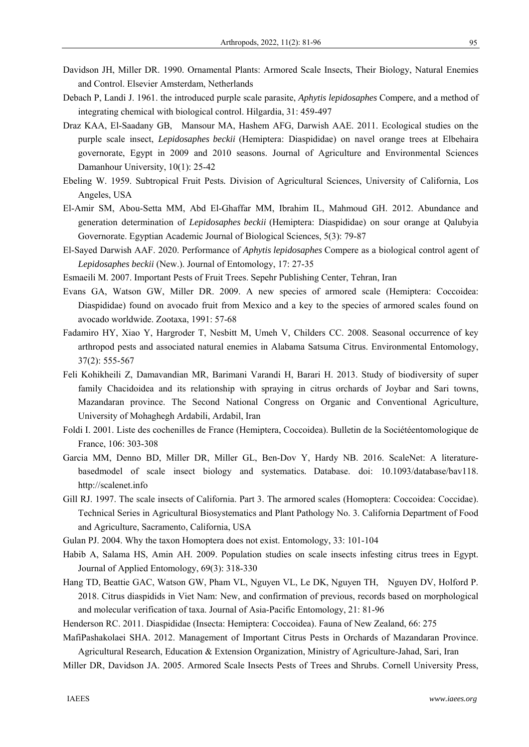Davidson JH, Miller DR. 1990. Ornamental Plants: Armored Scale Insects, Their Biology, Natural Enemies and Control. Elsevier Amsterdam, Netherlands

Debach P, Landi J. 1961. the introduced purple scale parasite, *Aphytis lepidosaphes* Compere, and a method of integrating chemical with biological control. Hilgardia, 31: 459-497

Draz KAA, El-Saadany GB, Mansour MA, Hashem AFG, Darwish AAE. 2011. Ecological studies on the purple scale insect, *Lepidosaphes beckii* (Hemiptera: Diaspididae) on navel orange trees at Elbehaira governorate, Egypt in 2009 and 2010 seasons. Journal of Agriculture and Environmental Sciences Damanhour University, 10(1): 25-42

Ebeling W. 1959. Subtropical Fruit Pests. Division of Agricultural Sciences, University of California, Los Angeles, USA

El-Amir SM, Abou-Setta MM, Abd El-Ghaffar MM, Ibrahim IL, Mahmoud GH. 2012. Abundance and generation determination of *Lepidosaphes beckii* (Hemiptera: Diaspididae) on sour orange at Qalubyia Governorate. Egyptian Academic Journal of Biological Sciences, 5(3): 79-87

El-Sayed Darwish AAF. 2020. Performance of *Aphytis lepidosaphes* Compere as a biological control agent of *Lepidosaphes beckii* (New.). Journal of Entomology, 17: 27-35

Esmaeili M. 2007. Important Pests of Fruit Trees. Sepehr Publishing Center, Tehran, Iran

Evans GA, Watson GW, Miller DR. 2009. A new species of armored scale (Hemiptera: Coccoidea: Diaspididae) found on avocado fruit from Mexico and a key to the species of armored scales found on avocado worldwide. Zootaxa, 1991: 57-68

Fadamiro HY, Xiao Y, Hargroder T, Nesbitt M, Umeh V, Childers CC. 2008. Seasonal occurrence of key arthropod pests and associated natural enemies in Alabama Satsuma Citrus. Environmental Entomology, 37(2): 555-567

Feli Kohikheili Z, Damavandian MR, Barimani Varandi H, Barari H. 2013. Study of biodiversity of super family Chacidoidea and its relationship with spraying in citrus orchards of Joybar and Sari towns, Mazandaran province. The Second National Congress on Organic and Conventional Agriculture, University of Mohaghegh Ardabili, Ardabil, Iran

Foldi I. 2001. Liste des cochenilles de France (Hemiptera, Coccoidea). Bulletin de la Sociétéentomologique de France, 106: 303-308

Garcia MM, Denno BD, Miller DR, Miller GL, Ben-Dov Y, Hardy NB. 2016. ScaleNet: A literature-basedmodel of scale insect biology and systematics. Database. doi: 10.1093/database/bav118. http://scalenet.info

Gill RJ. 1997. The scale insects of California. Part 3. The armored scales (Homoptera: Coccoidea: Coccidae). Technical Series in Agricultural Biosystematics and Plant Pathology No. 3. California Department of Food and Agriculture, Sacramento, California, USA

Gulan PJ. 2004. Why the taxon Homoptera does not exist. Entomology, 33: 101-104

Habib A, Salama HS, Amin AH. 2009. Population studies on scale insects infesting citrus trees in Egypt. Journal of Applied Entomology, 69(3): 318-330

Hang TD, Beattie GAC, Watson GW, Pham VL, Nguyen VL, Le DK, Nguyen TH, Nguyen DV, Holford P. 2018. Citrus diaspidids in Viet Nam: New, and confirmation of previous, records based on morphological and molecular verification of taxa. Journal of Asia-Pacific Entomology, 21: 81-96

Henderson RC. 2011. Diaspididae (Insecta: Hemiptera: Coccoidea). Fauna of New Zealand, 66: 275

MafiPashakolaei SHA. 2012. Management of Important Citrus Pests in Orchards of Mazandaran Province. Agricultural Research, Education & Extension Organization, Ministry of Agriculture-Jahad, Sari, Iran

Miller DR, Davidson JA. 2005. Armored Scale Insects Pests of Trees and Shrubs. Cornell University Press,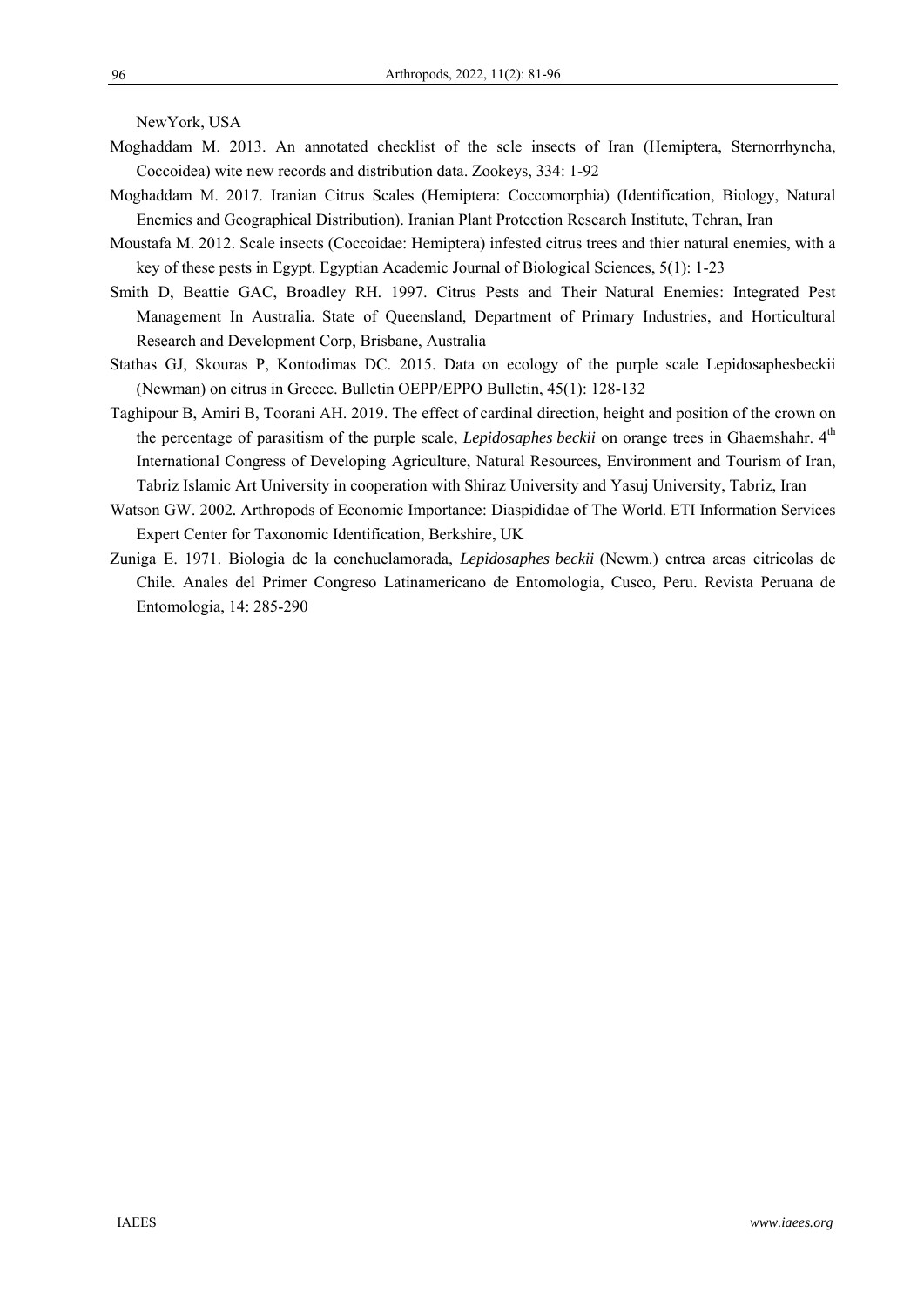NewYork, USA

Moghaddam M. 2013. An annotated checklist of the scle insects of Iran (Hemiptera, Sternorrhyncha, Coccoidea) wite new records and distribution data. Zookeys, 334: 1-92

Moghaddam M. 2017. Iranian Citrus Scales (Hemiptera: Coccomorphia) (Identification, Biology, Natural Enemies and Geographical Distribution). Iranian Plant Protection Research Institute, Tehran, Iran

Moustafa M. 2012. Scale insects (Coccoidae: Hemiptera) infested citrus trees and thier natural enemies, with a key of these pests in Egypt. Egyptian Academic Journal of Biological Sciences, 5(1): 1-23

Smith D, Beattie GAC, Broadley RH. 1997. Citrus Pests and Their Natural Enemies: Integrated Pest Management In Australia. State of Queensland, Department of Primary Industries, and Horticultural Research and Development Corp, Brisbane, Australia

Stathas GJ, Skouras P, Kontodimas DC. 2015. Data on ecology of the purple scale Lepidosaphesbeckii (Newman) on citrus in Greece. Bulletin OEPP/EPPO Bulletin, 45(1): 128-132

Taghipour B, Amiri B, Toorani AH. 2019. The effect of cardinal direction, height and position of the crown on the percentage of parasitism of the purple scale, *Lepidosaphes beckii* on orange trees in Ghaemshahr. 4th International Congress of Developing Agriculture, Natural Resources, Environment and Tourism of Iran, Tabriz Islamic Art University in cooperation with Shiraz University and Yasuj University, Tabriz, Iran

Watson GW. 2002. Arthropods of Economic Importance: Diaspididae of The World. ETI Information Services Expert Center for Taxonomic Identification, Berkshire, UK

Zuniga E. 1971. Biologia de la conchuelamorada, *Lepidosaphes beckii* (Newm.) entrea areas citricolas de Chile. Anales del Primer Congreso Latinamericano de Entomologia, Cusco, Peru. Revista Peruana de Entomologia, 14: 285-290